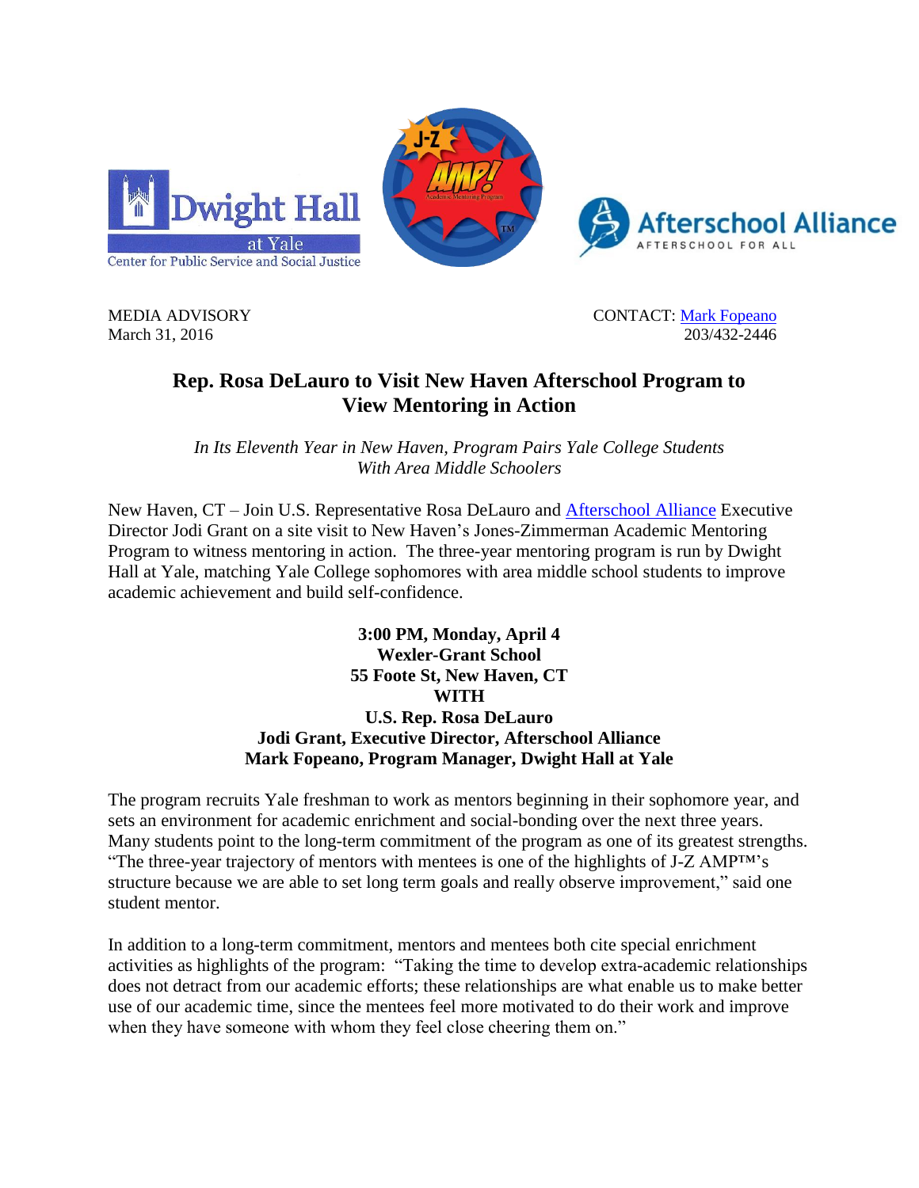MEDIA ADVISORY
March 31, 2016

CONTACT: [Mark Fopeano](#)
203/432-2446

# Rep. Rosa DeLauro to Visit New Haven Afterschool Program to View Mentoring in Action

*In Its Eleventh Year in New Haven, Program Pairs Yale College Students With Area Middle Schoolers*

New Haven, CT – Join U.S. Representative Rosa DeLauro and [Afterschool Alliance](#) Executive Director Jodi Grant on a site visit to New Haven's Jones-Zimmerman Academic Mentoring Program to witness mentoring in action. The three-year mentoring program is run by Dwight Hall at Yale, matching Yale College sophomores with area middle school students to improve academic achievement and build self-confidence.

**3:00 PM, Monday, April 4**
**Wexler-Grant School**
**55 Foote St, New Haven, CT**
**WITH**
**U.S. Rep. Rosa DeLauro**
**Jodi Grant, Executive Director, Afterschool Alliance**
**Mark Fopeano, Program Manager, Dwight Hall at Yale**

The program recruits Yale freshman to work as mentors beginning in their sophomore year, and sets an environment for academic enrichment and social-bonding over the next three years. Many students point to the long-term commitment of the program as one of its greatest strengths. "The three-year trajectory of mentors with mentees is one of the highlights of J-Z AMP™'s structure because we are able to set long term goals and really observe improvement," said one student mentor.

In addition to a long-term commitment, mentors and mentees both cite special enrichment activities as highlights of the program: "Taking the time to develop extra-academic relationships does not detract from our academic efforts; these relationships are what enable us to make better use of our academic time, since the mentees feel more motivated to do their work and improve when they have someone with whom they feel close cheering them on."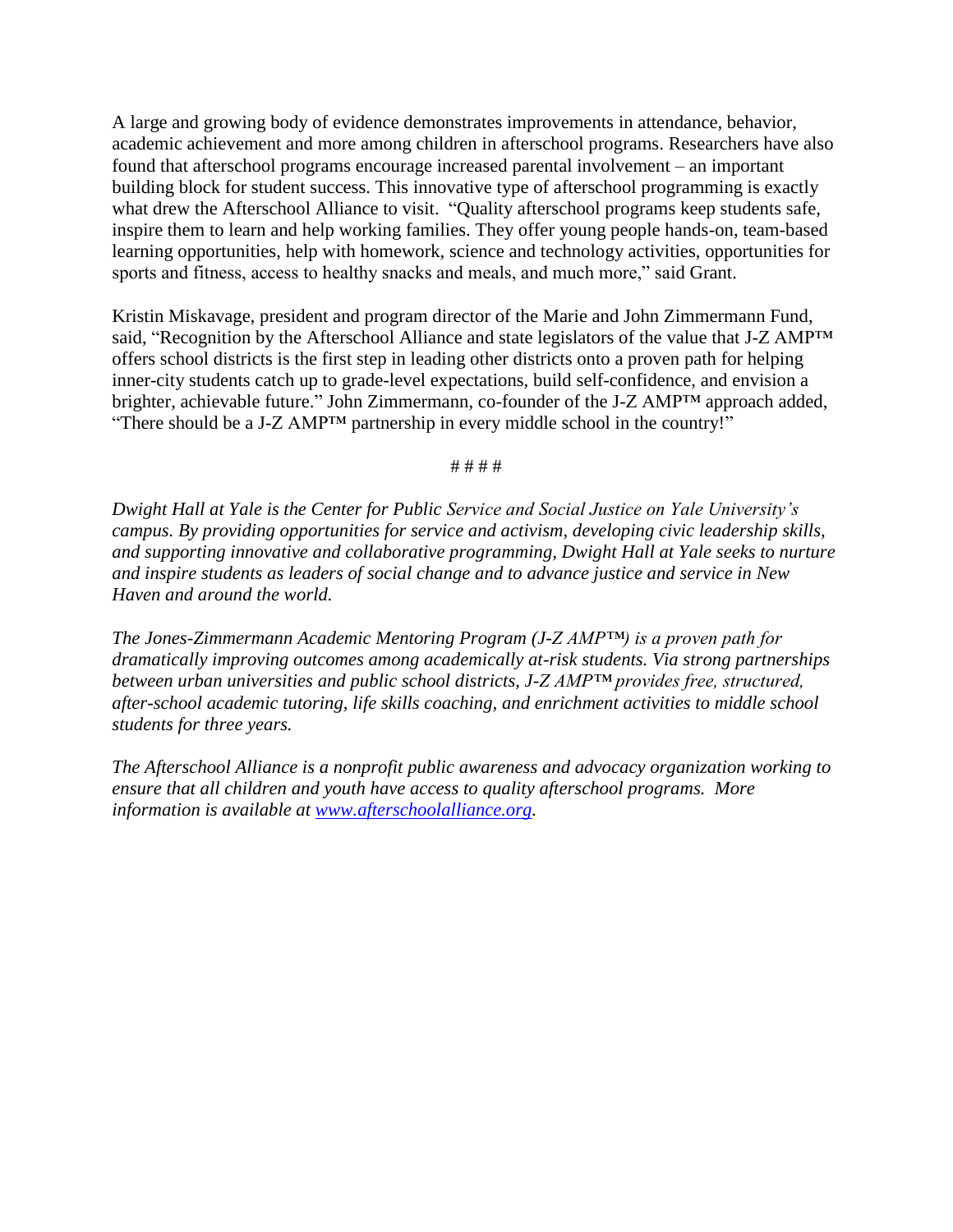A large and growing body of evidence demonstrates improvements in attendance, behavior, academic achievement and more among children in afterschool programs. Researchers have also found that afterschool programs encourage increased parental involvement – an important building block for student success. This innovative type of afterschool programming is exactly what drew the Afterschool Alliance to visit. "Quality afterschool programs keep students safe, inspire them to learn and help working families. They offer young people hands-on, team-based learning opportunities, help with homework, science and technology activities, opportunities for sports and fitness, access to healthy snacks and meals, and much more," said Grant.

Kristin Miskavage, president and program director of the Marie and John Zimmermann Fund, said, "Recognition by the Afterschool Alliance and state legislators of the value that J-Z AMP™ offers school districts is the first step in leading other districts onto a proven path for helping inner-city students catch up to grade-level expectations, build self-confidence, and envision a brighter, achievable future." John Zimmermann, co-founder of the J-Z AMP™ approach added, "There should be a J-Z AMP™ partnership in every middle school in the country!"

# # # #

*Dwight Hall at Yale is the Center for Public Service and Social Justice on Yale University's campus. By providing opportunities for service and activism, developing civic leadership skills, and supporting innovative and collaborative programming, Dwight Hall at Yale seeks to nurture and inspire students as leaders of social change and to advance justice and service in New Haven and around the world.*

*The Jones-Zimmermann Academic Mentoring Program (J-Z AMP™) is a proven path for dramatically improving outcomes among academically at-risk students. Via strong partnerships between urban universities and public school districts, J-Z AMP™ provides free, structured, after-school academic tutoring, life skills coaching, and enrichment activities to middle school students for three years.*

*The Afterschool Alliance is a nonprofit public awareness and advocacy organization working to ensure that all children and youth have access to quality afterschool programs. More information is available at [www.afterschoolalliance.org](http://www.afterschoolalliance.org).*